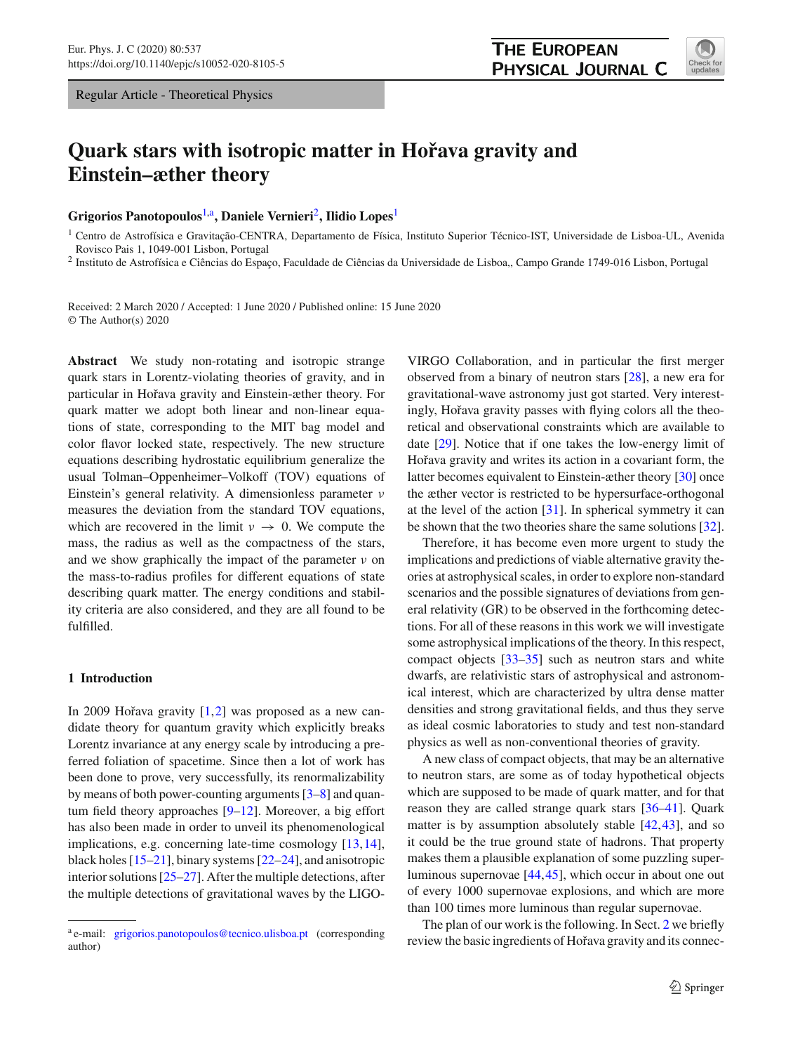Regular Article - Theoretical Physics

# Quark stars with isotropic matter in Hořava gravity and Einstein–æther theory

**Grigorios Panotopoulos**[1,a], **Daniele Vernieri**[2], **Ilidio Lopes**[1]

[1] Centro de Astrofísica e Gravitação-CENTRA, Departamento de Física, Instituto Superior Técnico-IST, Universidade de Lisboa-UL, Avenida Rovisco Pais 1, 1049-001 Lisbon, Portugal

[2] Instituto de Astrofísica e Ciências do Espaço, Faculdade de Ciências da Universidade de Lisboa,, Campo Grande 1749-016 Lisbon, Portugal

Received: 2 March 2020 / Accepted: 1 June 2020 / Published online: 15 June 2020
© The Author(s) 2020

**Abstract** We study non-rotating and isotropic strange quark stars in Lorentz-violating theories of gravity, and in particular in Hořava gravity and Einstein-æther theory. For quark matter we adopt both linear and non-linear equations of state, corresponding to the MIT bag model and color flavor locked state, respectively. The new structure equations describing hydrostatic equilibrium generalize the usual Tolman–Oppenheimer–Volkoff (TOV) equations of Einstein's general relativity. A dimensionless parameter $\nu$ measures the deviation from the standard TOV equations, which are recovered in the limit $\nu \rightarrow 0$. We compute the mass, the radius as well as the compactness of the stars, and we show graphically the impact of the parameter $\nu$ on the mass-to-radius profiles for different equations of state describing quark matter. The energy conditions and stability criteria are also considered, and they are all found to be fulfilled.

## 1 Introduction

In 2009 Hořava gravity [1,2] was proposed as a new candidate theory for quantum gravity which explicitly breaks Lorentz invariance at any energy scale by introducing a preferred foliation of spacetime. Since then a lot of work has been done to prove, very successfully, its renormalizability by means of both power-counting arguments [3–8] and quantum field theory approaches [9–12]. Moreover, a big effort has also been made in order to unveil its phenomenological implications, e.g. concerning late-time cosmology [13,14], black holes [15–21], binary systems [22–24], and anisotropic interior solutions [25–27]. After the multiple detections, after the multiple detections of gravitational waves by the LIGO-VIRGO Collaboration, and in particular the first merger observed from a binary of neutron stars [28], a new era for gravitational-wave astronomy just got started. Very interestingly, Hořava gravity passes with flying colors all the theoretical and observational constraints which are available to date [29]. Notice that if one takes the low-energy limit of Hořava gravity and writes its action in a covariant form, the latter becomes equivalent to Einstein-æther theory [30] once the æther vector is restricted to be hypersurface-orthogonal at the level of the action [31]. In spherical symmetry it can be shown that the two theories share the same solutions [32].

Therefore, it has become even more urgent to study the implications and predictions of viable alternative gravity theories at astrophysical scales, in order to explore non-standard scenarios and the possible signatures of deviations from general relativity (GR) to be observed in the forthcoming detections. For all of these reasons in this work we will investigate some astrophysical implications of the theory. In this respect, compact objects [33–35] such as neutron stars and white dwarfs, are relativistic stars of astrophysical and astronomical interest, which are characterized by ultra dense matter densities and strong gravitational fields, and thus they serve as ideal cosmic laboratories to study and test non-standard physics as well as non-conventional theories of gravity.

A new class of compact objects, that may be an alternative to neutron stars, are some as of today hypothetical objects which are supposed to be made of quark matter, and for that reason they are called strange quark stars [36–41]. Quark matter is by assumption absolutely stable [42,43], and so it could be the true ground state of hadrons. That property makes them a plausible explanation of some puzzling super-luminous supernovae [44,45], which occur in about one out of every 1000 supernovae explosions, and which are more than 100 times more luminous than regular supernovae.

The plan of our work is the following. In Sect. 2 we briefly review the basic ingredients of Hořava gravity and its connec-

[a] e-mail: grigorios.panotopoulos@tecnico.ulisboa.pt (corresponding author)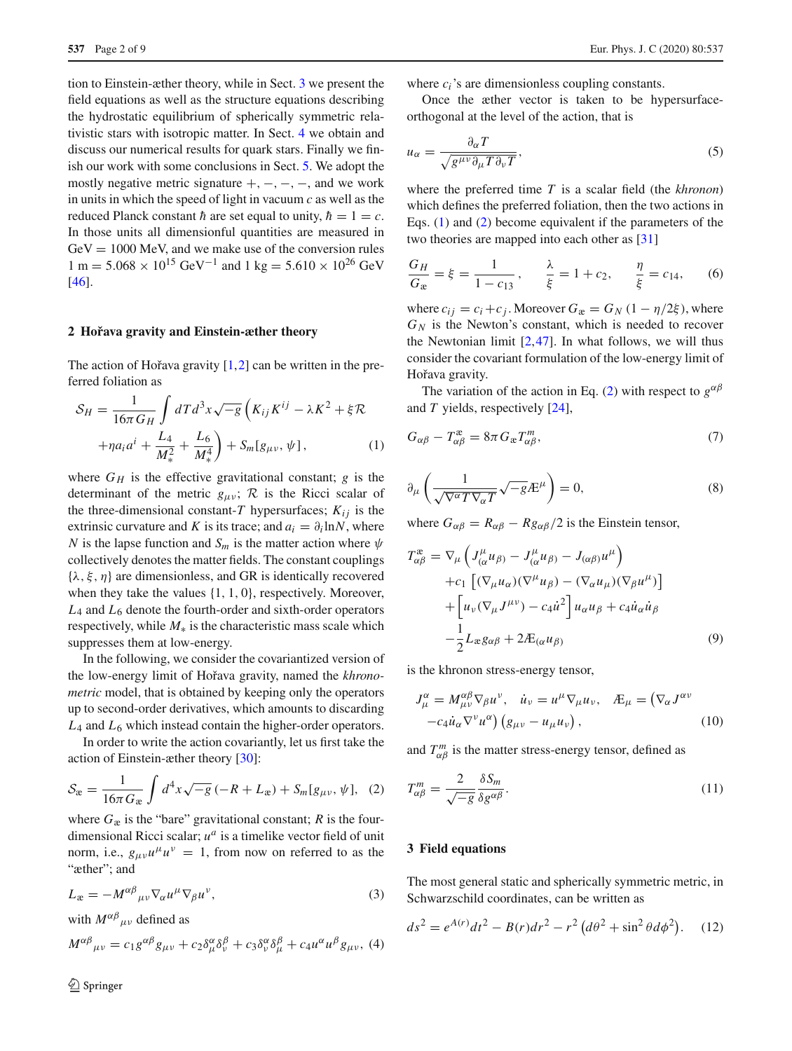tion to Einstein-æther theory, while in Sect. 3 we present the field equations as well as the structure equations describing the hydrostatic equilibrium of spherically symmetric relativistic stars with isotropic matter. In Sect. 4 we obtain and discuss our numerical results for quark stars. Finally we finish our work with some conclusions in Sect. 5. We adopt the mostly negative metric signature $+,-,-,-$, and we work in units in which the speed of light in vacuum $c$ as well as the reduced Planck constant $\hbar$ are set equal to unity, $\hbar = 1 = c$. In those units all dimensionful quantities are measured in GeV = 1000 MeV, and we make use of the conversion rules 1 m = $5.068 \times 10^{15}$ GeV$^{-1}$ and 1 kg = $5.610 \times 10^{26}$ GeV [46].

## 2 Hořava gravity and Einstein-æther theory

The action of Hořava gravity [1,2] can be written in the preferred foliation as

$$\mathcal{S}_H = \frac{1}{16\pi G_H}\int dT d^3x \sqrt{-g}\left(K_{ij}K^{ij} - \lambda K^2 + \xi \mathcal{R} + \eta a_i a^i + \frac{L_4}{M_*^2} + \frac{L_6}{M_*^4}\right) + S_m[g_{\mu\nu}, \psi], \quad (1)$$

where $G_H$ is the effective gravitational constant; $g$ is the determinant of the metric $g_{\mu\nu}$; $\mathcal{R}$ is the Ricci scalar of the three-dimensional constant-$T$ hypersurfaces; $K_{ij}$ is the extrinsic curvature and $K$ is its trace; and $a_i = \partial_i \ln N$, where $N$ is the lapse function and $S_m$ is the matter action where $\psi$ collectively denotes the matter fields. The constant couplings $\{\lambda, \xi, \eta\}$ are dimensionless, and GR is identically recovered when they take the values $\{1, 1, 0\}$, respectively. Moreover, $L_4$ and $L_6$ denote the fourth-order and sixth-order operators respectively, while $M_*$ is the characteristic mass scale which suppresses them at low-energy.

In the following, we consider the covariantized version of the low-energy limit of Hořava gravity, named the *khronometric* model, that is obtained by keeping only the operators up to second-order derivatives, which amounts to discarding $L_4$ and $L_6$ which instead contain the higher-order operators.

In order to write the action covariantly, let us first take the action of Einstein-æther theory [30]:

$$\mathcal{S}_{æ} = \frac{1}{16\pi G_{æ}}\int d^4x\sqrt{-g}\left(-R + L_{æ}\right) + S_m[g_{\mu\nu}, \psi], \quad (2)$$

where $G_{æ}$ is the "bare" gravitational constant; $R$ is the four-dimensional Ricci scalar; $u^a$ is a timelike vector field of unit norm, i.e., $g_{\mu\nu}u^\mu u^\nu = 1$, from now on referred to as the "æther"; and

$$L_{æ} = -M^{\alpha\beta}{}_{\mu\nu}\nabla_\alpha u^\mu \nabla_\beta u^\nu, \quad (3)$$

with $M^{\alpha\beta}{}_{\mu\nu}$ defined as

$$M^{\alpha\beta}{}_{\mu\nu} = c_1 g^{\alpha\beta}g_{\mu\nu} + c_2\delta^\alpha_\mu\delta^\beta_\nu + c_3\delta^\alpha_\nu\delta^\beta_\mu + c_4 u^\alpha u^\beta g_{\mu\nu}, \quad (4)$$

where $c_i$'s are dimensionless coupling constants.

Once the æther vector is taken to be hypersurface-orthogonal at the level of the action, that is

$$u_\alpha = \frac{\partial_\alpha T}{\sqrt{g^{\mu\nu}\partial_\mu T \partial_\nu T}}, \quad (5)$$

where the preferred time $T$ is a scalar field (the *khronon*) which defines the preferred foliation, then the two actions in Eqs. (1) and (2) become equivalent if the parameters of the two theories are mapped into each other as [31]

$$\frac{G_H}{G_{æ}} = \xi = \frac{1}{1-c_{13}}, \qquad \frac{\lambda}{\xi} = 1 + c_2, \qquad \frac{\eta}{\xi} = c_{14}, \quad (6)$$

where $c_{ij} = c_i + c_j$. Moreover $G_{æ} = G_N(1 - \eta/2\xi)$, where $G_N$ is the Newton's constant, which is needed to recover the Newtonian limit [2,47]. In what follows, we will thus consider the covariant formulation of the low-energy limit of Hořava gravity.

The variation of the action in Eq. (2) with respect to $g^{\alpha\beta}$ and $T$ yields, respectively [24],

$$G_{\alpha\beta} - T^{æ}_{\alpha\beta} = 8\pi G_{æ} T^m_{\alpha\beta}, \quad (7)$$

$$\partial_\mu\left(\frac{1}{\sqrt{\nabla^\alpha T \nabla_\alpha T}}\sqrt{-g}Æ^\mu\right) = 0, \quad (8)$$

where $G_{\alpha\beta} = R_{\alpha\beta} - R g_{\alpha\beta}/2$ is the Einstein tensor,

$$\begin{aligned}
T^{æ}_{\alpha\beta} = {} & \nabla_\mu\left(J^\mu{}_{(\alpha}u_{\beta)} - J_{(\alpha}{}^\mu u_{\beta)} - J_{(\alpha\beta)}u^\mu\right) \\
& + c_1\left[(\nabla_\mu u_\alpha)(\nabla^\mu u_\beta) - (\nabla_\alpha u_\mu)(\nabla_\beta u^\mu)\right] \\
& + \left[u_\nu(\nabla_\mu J^{\mu\nu}) - c_4 \dot{u}^2\right]u_\alpha u_\beta + c_4 \dot{u}_\alpha \dot{u}_\beta \\
& - \frac{1}{2}L_{æ} g_{\alpha\beta} + 2Æ_{(\alpha}u_{\beta)}
\end{aligned} \quad (9)$$

is the khronon stress-energy tensor,

$$J^\alpha_\mu = M^{\alpha\beta}_{\mu\nu}\nabla_\beta u^\nu, \quad \dot{u}_\nu = u^\mu\nabla_\mu u_\nu, \quad Æ_\mu = \left(\nabla_\alpha J^{\alpha\nu} - c_4 \dot{u}_\alpha \nabla^\nu u^\alpha\right)\left(g_{\mu\nu} - u_\mu u_\nu\right), \quad (10)$$

and $T^m_{\alpha\beta}$ is the matter stress-energy tensor, defined as

$$T^m_{\alpha\beta} = \frac{2}{\sqrt{-g}}\frac{\delta S_m}{\delta g^{\alpha\beta}}. \quad (11)$$

## 3 Field equations

The most general static and spherically symmetric metric, in Schwarzschild coordinates, can be written as

$$ds^2 = e^{A(r)}dt^2 - B(r)dr^2 - r^2\left(d\theta^2 + \sin^2\theta d\phi^2\right). \quad (12)$$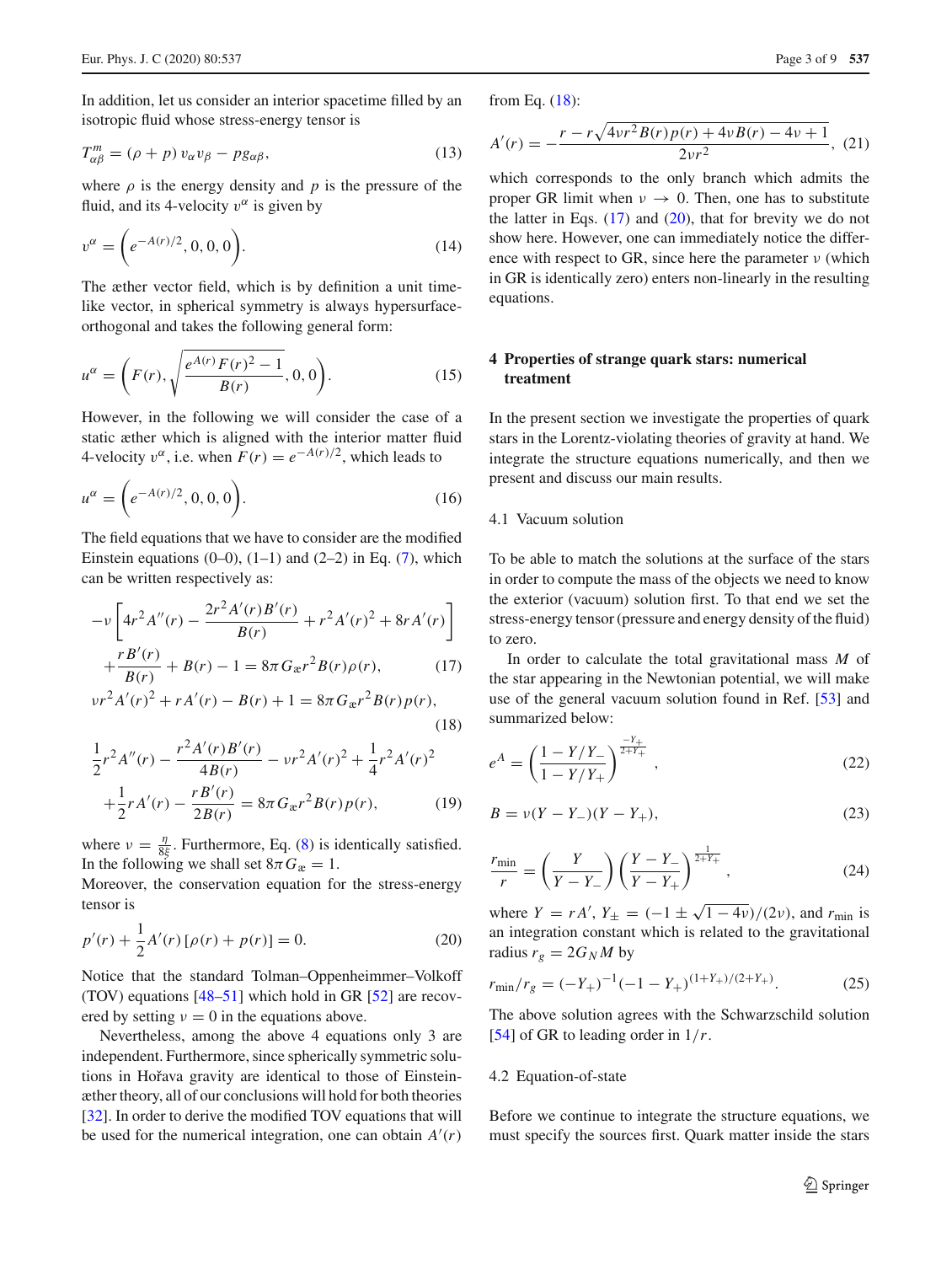In addition, let us consider an interior spacetime filled by an isotropic fluid whose stress-energy tensor is

$$T^m_{\alpha\beta} = (\rho + p)\, v_\alpha v_\beta - p g_{\alpha\beta}, \tag{13}$$

where $\rho$ is the energy density and $p$ is the pressure of the fluid, and its 4-velocity $v^\alpha$ is given by

$$v^\alpha = \left(e^{-A(r)/2}, 0, 0, 0\right). \tag{14}$$

The æther vector field, which is by definition a unit timelike vector, in spherical symmetry is always hypersurface-orthogonal and takes the following general form:

$$u^\alpha = \left(F(r), \sqrt{\frac{e^{A(r)}F(r)^2 - 1}{B(r)}}, 0, 0\right). \tag{15}$$

However, in the following we will consider the case of a static æther which is aligned with the interior matter fluid 4-velocity $v^\alpha$, i.e. when $F(r) = e^{-A(r)/2}$, which leads to

$$u^\alpha = \left(e^{-A(r)/2}, 0, 0, 0\right). \tag{16}$$

The field equations that we have to consider are the modified Einstein equations (0–0), (1–1) and (2–2) in Eq. (7), which can be written respectively as:

$$-\nu\left[4r^2 A''(r) - \frac{2r^2 A'(r)B'(r)}{B(r)} + r^2 A'(r)^2 + 8rA'(r)\right] + \frac{rB'(r)}{B(r)} + B(r) - 1 = 8\pi G_æ r^2 B(r)\rho(r), \tag{17}$$

$$\nu r^2 A'(r)^2 + rA'(r) - B(r) + 1 = 8\pi G_æ r^2 B(r) p(r), \tag{18}$$

$$\frac{1}{2}r^2 A''(r) - \frac{r^2 A'(r)B'(r)}{4B(r)} - \nu r^2 A'(r)^2 + \frac{1}{4}r^2 A'(r)^2 + \frac{1}{2}rA'(r) - \frac{rB'(r)}{2B(r)} = 8\pi G_æ r^2 B(r) p(r), \tag{19}$$

where $\nu = \frac{\eta}{8\xi}$. Furthermore, Eq. (8) is identically satisfied. In the following we shall set $8\pi G_æ = 1$.
Moreover, the conservation equation for the stress-energy tensor is

$$p'(r) + \frac{1}{2}A'(r)\left[\rho(r) + p(r)\right] = 0. \tag{20}$$

Notice that the standard Tolman–Oppenheimmer–Volkoff (TOV) equations [48–51] which hold in GR [52] are recovered by setting $\nu = 0$ in the equations above.

Nevertheless, among the above 4 equations only 3 are independent. Furthermore, since spherically symmetric solutions in Hořava gravity are identical to those of Einstein-æther theory, all of our conclusions will hold for both theories [32]. In order to derive the modified TOV equations that will be used for the numerical integration, one can obtain $A'(r)$ from Eq. (18):

$$A'(r) = -\frac{r - r\sqrt{4\nu r^2 B(r)p(r) + 4\nu B(r) - 4\nu + 1}}{2\nu r^2}, \tag{21}$$

which corresponds to the only branch which admits the proper GR limit when $\nu \to 0$. Then, one has to substitute the latter in Eqs. (17) and (20), that for brevity we do not show here. However, one can immediately notice the difference with respect to GR, since here the parameter $\nu$ (which in GR is identically zero) enters non-linearly in the resulting equations.

## 4 Properties of strange quark stars: numerical treatment

In the present section we investigate the properties of quark stars in the Lorentz-violating theories of gravity at hand. We integrate the structure equations numerically, and then we present and discuss our main results.

### 4.1 Vacuum solution

To be able to match the solutions at the surface of the stars in order to compute the mass of the objects we need to know the exterior (vacuum) solution first. To that end we set the stress-energy tensor (pressure and energy density of the fluid) to zero.

In order to calculate the total gravitational mass $M$ of the star appearing in the Newtonian potential, we will make use of the general vacuum solution found in Ref. [53] and summarized below:

$$e^A = \left(\frac{1 - Y/Y_-}{1 - Y/Y_+}\right)^{\frac{-Y_+}{2+Y_+}}, \tag{22}$$

$$B = \nu(Y - Y_-)(Y - Y_+), \tag{23}$$

$$\frac{r_{\min}}{r} = \left(\frac{Y}{Y - Y_-}\right)\left(\frac{Y - Y_-}{Y - Y_+}\right)^{\frac{1}{2+Y_+}}, \tag{24}$$

where $Y = rA'$, $Y_\pm = (-1 \pm \sqrt{1 - 4\nu})/(2\nu)$, and $r_{\min}$ is an integration constant which is related to the gravitational radius $r_g = 2G_N M$ by

$$r_{\min}/r_g = (-Y_+)^{-1}(-1 - Y_+)^{(1+Y_+)/(2+Y_+)}. \tag{25}$$

The above solution agrees with the Schwarzschild solution [54] of GR to leading order in $1/r$.

### 4.2 Equation-of-state

Before we continue to integrate the structure equations, we must specify the sources first. Quark matter inside the stars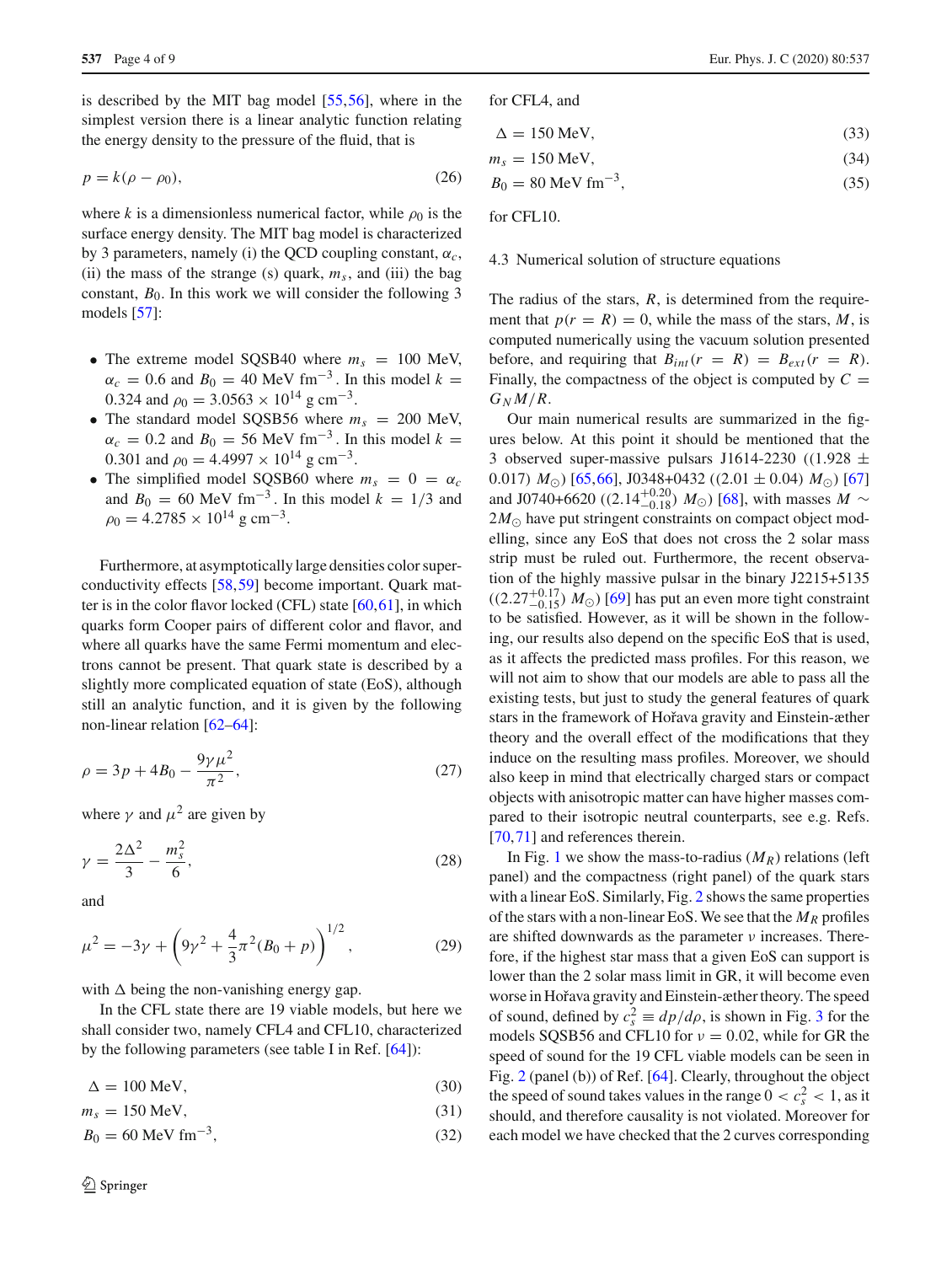is described by the MIT bag model [55,56], where in the simplest version there is a linear analytic function relating the energy density to the pressure of the fluid, that is

$$p = k(\rho - \rho_0), \tag{26}$$

where $k$ is a dimensionless numerical factor, while $\rho_0$ is the surface energy density. The MIT bag model is characterized by 3 parameters, namely (i) the QCD coupling constant, $\alpha_c$, (ii) the mass of the strange (s) quark, $m_s$, and (iii) the bag constant, $B_0$. In this work we will consider the following 3 models [57]:

- The extreme model SQSB40 where $m_s = 100$ MeV, $\alpha_c = 0.6$ and $B_0 = 40$ MeV fm$^{-3}$. In this model $k = 0.324$ and $\rho_0 = 3.0563 \times 10^{14}$ g cm$^{-3}$.
- The standard model SQSB56 where $m_s = 200$ MeV, $\alpha_c = 0.2$ and $B_0 = 56$ MeV fm$^{-3}$. In this model $k = 0.301$ and $\rho_0 = 4.4997 \times 10^{14}$ g cm$^{-3}$.
- The simplified model SQSB60 where $m_s = 0 = \alpha_c$ and $B_0 = 60$ MeV fm$^{-3}$. In this model $k = 1/3$ and $\rho_0 = 4.2785 \times 10^{14}$ g cm$^{-3}$.

Furthermore, at asymptotically large densities color superconductivity effects [58,59] become important. Quark matter is in the color flavor locked (CFL) state [60,61], in which quarks form Cooper pairs of different color and flavor, and where all quarks have the same Fermi momentum and electrons cannot be present. That quark state is described by a slightly more complicated equation of state (EoS), although still an analytic function, and it is given by the following non-linear relation [62–64]:

$$\rho = 3p + 4B_0 - \frac{9\gamma\mu^2}{\pi^2}, \tag{27}$$

where $\gamma$ and $\mu^2$ are given by

$$\gamma = \frac{2\Delta^2}{3} - \frac{m_s^2}{6}, \tag{28}$$

and

$$\mu^2 = -3\gamma + \left(9\gamma^2 + \frac{4}{3}\pi^2(B_0 + p)\right)^{1/2}, \tag{29}$$

with $\Delta$ being the non-vanishing energy gap.

In the CFL state there are 19 viable models, but here we shall consider two, namely CFL4 and CFL10, characterized by the following parameters (see table I in Ref. [64]):

$$\Delta = 100 \text{ MeV}, \tag{30}$$

$$m_s = 150 \text{ MeV}, \tag{31}$$

$$B_0 = 60 \text{ MeV fm}^{-3}, \tag{32}$$

for CFL4, and

$$\Delta = 150 \text{ MeV}, \tag{33}$$

$$m_s = 150 \text{ MeV}, \tag{34}$$

$$B_0 = 80 \text{ MeV fm}^{-3}, \tag{35}$$

for CFL10.

### 4.3 Numerical solution of structure equations

The radius of the stars, $R$, is determined from the requirement that $p(r = R) = 0$, while the mass of the stars, $M$, is computed numerically using the vacuum solution presented before, and requiring that $B_{int}(r = R) = B_{ext}(r = R)$. Finally, the compactness of the object is computed by $C = G_N M/R$.

Our main numerical results are summarized in the figures below. At this point it should be mentioned that the 3 observed super-massive pulsars J1614-2230 ($(1.928 \pm 0.017)\ M_\odot$) [65,66], J0348+0432 ($(2.01 \pm 0.04)\ M_\odot$) [67] and J0740+6620 ($(2.14^{+0.20}_{-0.18})\ M_\odot$) [68], with masses $M \sim 2M_\odot$ have put stringent constraints on compact object modelling, since any EoS that does not cross the 2 solar mass strip must be ruled out. Furthermore, the recent observation of the highly massive pulsar in the binary J2215+5135 ($(2.27^{+0.17}_{-0.15})\ M_\odot$) [69] has put an even more tight constraint to be satisfied. However, as it will be shown in the following, our results also depend on the specific EoS that is used, as it affects the predicted mass profiles. For this reason, we will not aim to show that our models are able to pass all the existing tests, but just to study the general features of quark stars in the framework of Hořava gravity and Einstein-æther theory and the overall effect of the modifications that they induce on the resulting mass profiles. Moreover, we should also keep in mind that electrically charged stars or compact objects with anisotropic matter can have higher masses compared to their isotropic neutral counterparts, see e.g. Refs. [70,71] and references therein.

In Fig. 1 we show the mass-to-radius ($M_R$) relations (left panel) and the compactness (right panel) of the quark stars with a linear EoS. Similarly, Fig. 2 shows the same properties of the stars with a non-linear EoS. We see that the $M_R$ profiles are shifted downwards as the parameter $\nu$ increases. Therefore, if the highest star mass that a given EoS can support is lower than the 2 solar mass limit in GR, it will become even worse in Hořava gravity and Einstein-æther theory. The speed of sound, defined by $c_s^2 \equiv dp/d\rho$, is shown in Fig. 3 for the models SQSB56 and CFL10 for $\nu = 0.02$, while for GR the speed of sound for the 19 CFL viable models can be seen in Fig. 2 (panel (b)) of Ref. [64]. Clearly, throughout the object the speed of sound takes values in the range $0 < c_s^2 < 1$, as it should, and therefore causality is not violated. Moreover for each model we have checked that the 2 curves corresponding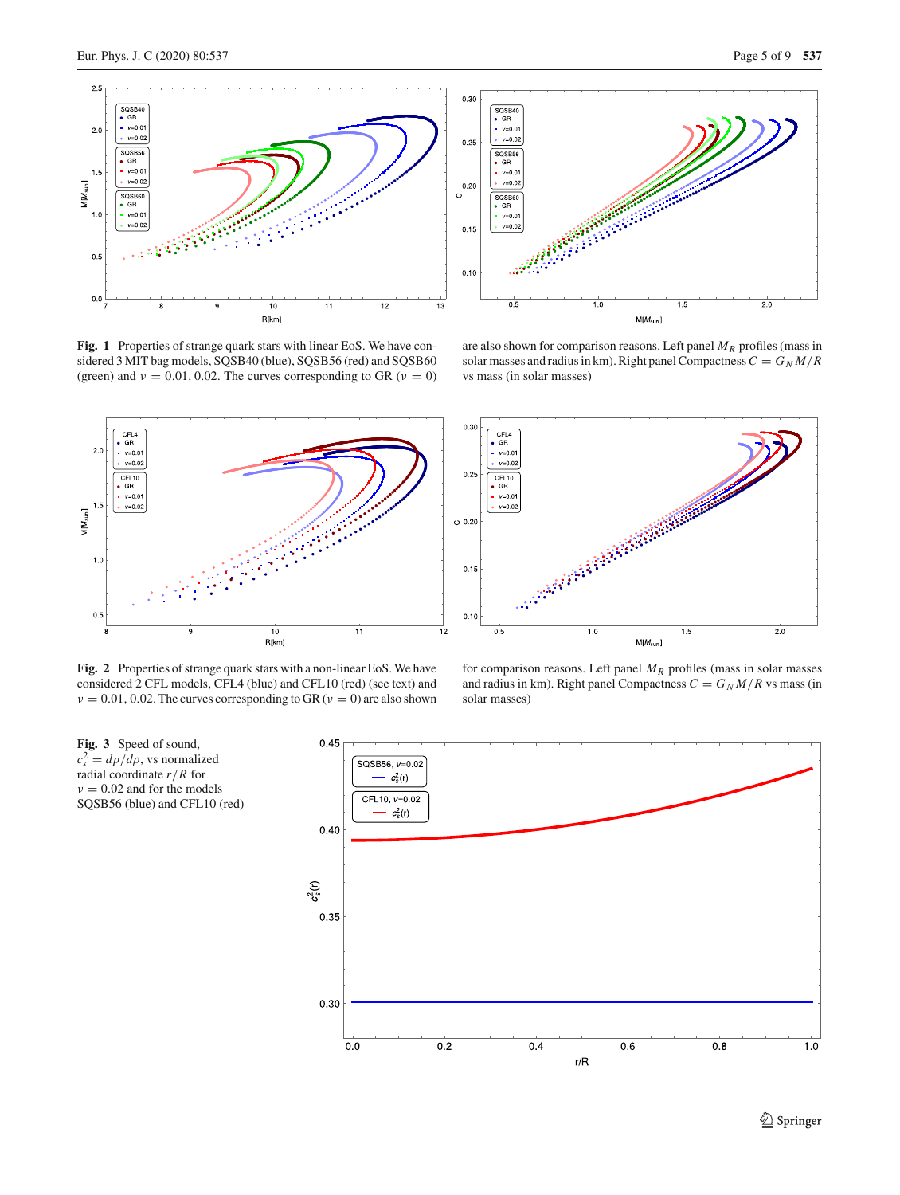**Fig. 1** Properties of strange quark stars with linear EoS. We have considered 3 MIT bag models, SQSB40 (blue), SQSB56 (red) and SQSB60 (green) and $\nu = 0.01, 0.02$. The curves corresponding to GR ($\nu = 0$) are also shown for comparison reasons. Left panel $M_R$ profiles (mass in solar masses and radius in km). Right panel Compactness $C = G_N M/R$ vs mass (in solar masses)

**Fig. 2** Properties of strange quark stars with a non-linear EoS. We have considered 2 CFL models, CFL4 (blue) and CFL10 (red) (see text) and $\nu = 0.01, 0.02$. The curves corresponding to GR ($\nu = 0$) are also shown for comparison reasons. Left panel $M_R$ profiles (mass in solar masses and radius in km). Right panel Compactness $C = G_N M/R$ vs mass (in solar masses)

**Fig. 3** Speed of sound, $c_s^2 = dp/d\rho$, vs normalized radial coordinate $r/R$ for $\nu = 0.02$ and for the models SQSB56 (blue) and CFL10 (red)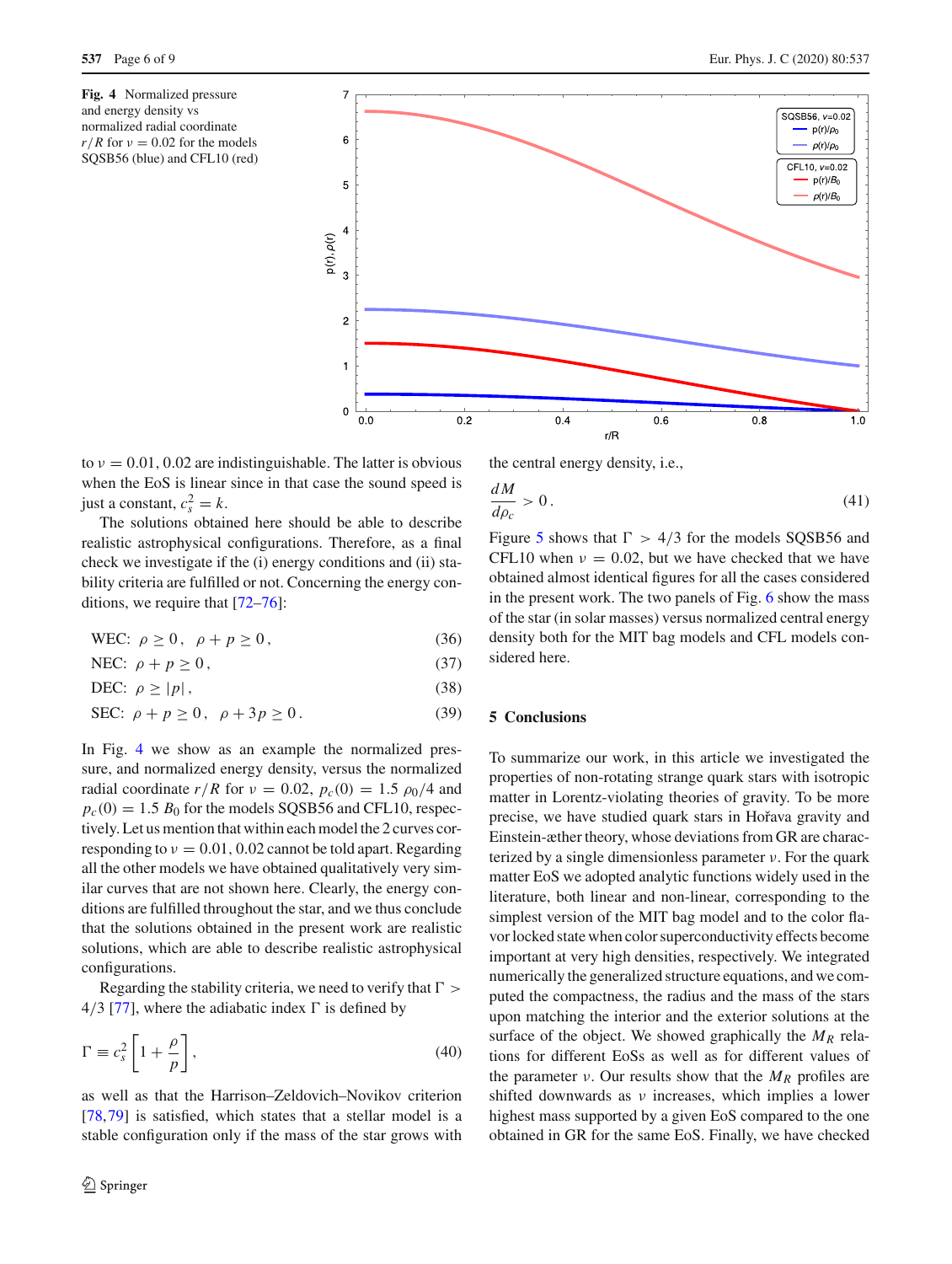**Fig. 4** Normalized pressure and energy density vs normalized radial coordinate $r/R$ for $\nu = 0.02$ for the models SQSB56 (blue) and CFL10 (red)

to $\nu = 0.01, 0.02$ are indistinguishable. The latter is obvious when the EoS is linear since in that case the sound speed is just a constant, $c_s^2 = k$.

The solutions obtained here should be able to describe realistic astrophysical configurations. Therefore, as a final check we investigate if the (i) energy conditions and (ii) stability criteria are fulfilled or not. Concerning the energy conditions, we require that [72–76]:

$$\text{WEC: } \rho \geq 0\,, \quad \rho + p \geq 0\,, \tag{36}$$

$$\text{NEC: } \rho + p \geq 0\,, \tag{37}$$

$$\text{DEC: } \rho \geq |p|\,, \tag{38}$$

$$\text{SEC: } \rho + p \geq 0\,, \quad \rho + 3p \geq 0\,. \tag{39}$$

In Fig. 4 we show as an example the normalized pressure, and normalized energy density, versus the normalized radial coordinate $r/R$ for $\nu = 0.02$, $p_c(0) = 1.5\ \rho_0/4$ and $p_c(0) = 1.5\ B_0$ for the models SQSB56 and CFL10, respectively. Let us mention that within each model the 2 curves corresponding to $\nu = 0.01, 0.02$ cannot be told apart. Regarding all the other models we have obtained qualitatively very similar curves that are not shown here. Clearly, the energy conditions are fulfilled throughout the star, and we thus conclude that the solutions obtained in the present work are realistic solutions, which are able to describe realistic astrophysical configurations.

Regarding the stability criteria, we need to verify that $\Gamma > 4/3$ [77], where the adiabatic index $\Gamma$ is defined by

$$\Gamma \equiv c_s^2 \left[1 + \frac{\rho}{p}\right], \tag{40}$$

as well as that the Harrison–Zeldovich–Novikov criterion [78,79] is satisfied, which states that a stellar model is a stable configuration only if the mass of the star grows with the central energy density, i.e.,

$$\frac{dM}{d\rho_c} > 0\,. \tag{41}$$

Figure 5 shows that $\Gamma > 4/3$ for the models SQSB56 and CFL10 when $\nu = 0.02$, but we have checked that we have obtained almost identical figures for all the cases considered in the present work. The two panels of Fig. 6 show the mass of the star (in solar masses) versus normalized central energy density both for the MIT bag models and CFL models considered here.

## 5 Conclusions

To summarize our work, in this article we investigated the properties of non-rotating strange quark stars with isotropic matter in Lorentz-violating theories of gravity. To be more precise, we have studied quark stars in Hořava gravity and Einstein-æther theory, whose deviations from GR are characterized by a single dimensionless parameter $\nu$. For the quark matter EoS we adopted analytic functions widely used in the literature, both linear and non-linear, corresponding to the simplest version of the MIT bag model and to the color flavor locked state when color superconductivity effects become important at very high densities, respectively. We integrated numerically the generalized structure equations, and we computed the compactness, the radius and the mass of the stars upon matching the interior and the exterior solutions at the surface of the object. We showed graphically the $M_R$ relations for different EoSs as well as for different values of the parameter $\nu$. Our results show that the $M_R$ profiles are shifted downwards as $\nu$ increases, which implies a lower highest mass supported by a given EoS compared to the one obtained in GR for the same EoS. Finally, we have checked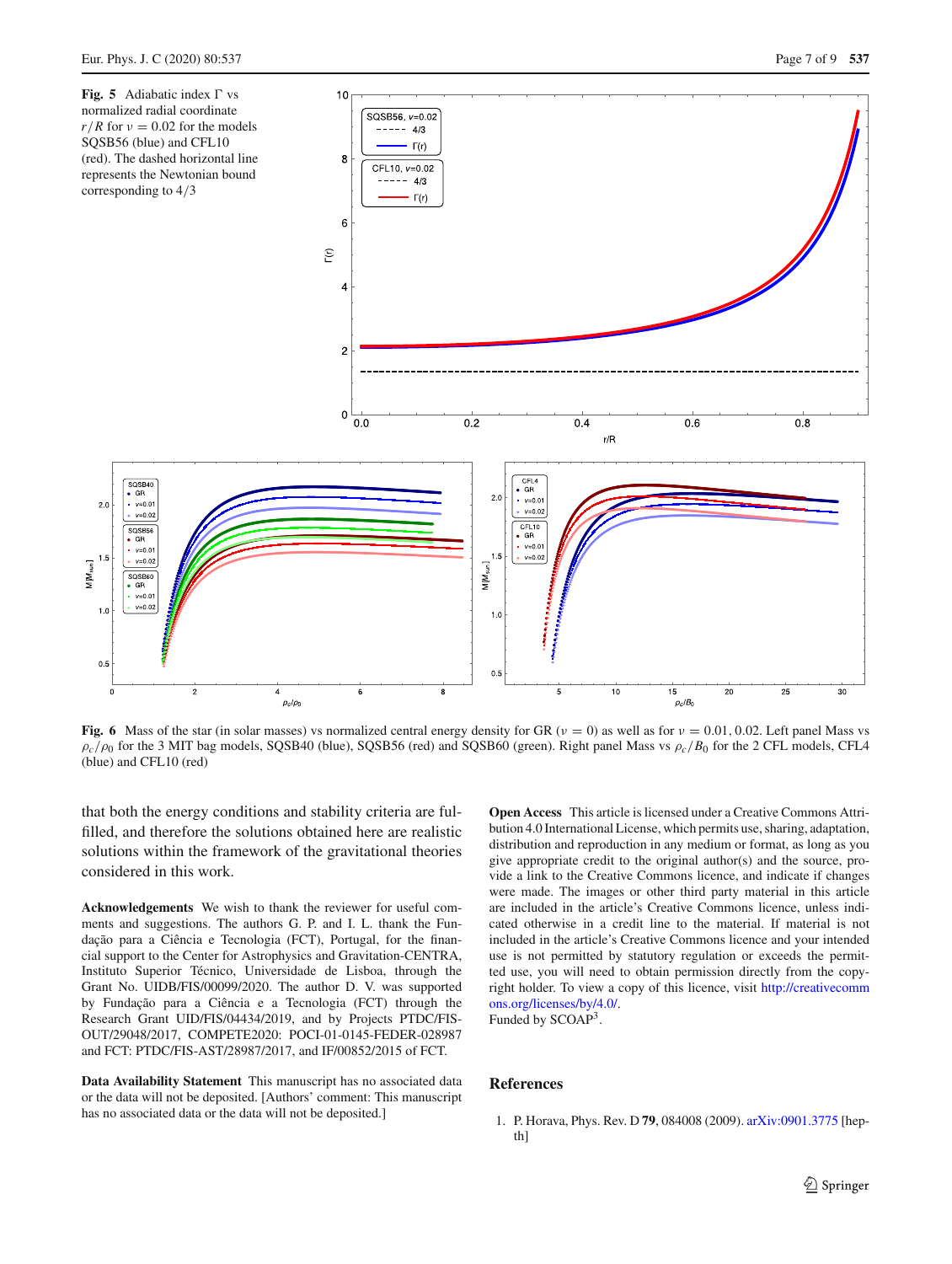**Fig. 5** Adiabatic index Γ vs normalized radial coordinate $r/R$ for $\nu = 0.02$ for the models SQSB56 (blue) and CFL10 (red). The dashed horizontal line represents the Newtonian bound corresponding to $4/3$

**Fig. 6** Mass of the star (in solar masses) vs normalized central energy density for GR ($\nu = 0$) as well as for $\nu = 0.01, 0.02$. Left panel Mass vs $\rho_c/\rho_0$ for the 3 MIT bag models, SQSB40 (blue), SQSB56 (red) and SQSB60 (green). Right panel Mass vs $\rho_c/B_0$ for the 2 CFL models, CFL4 (blue) and CFL10 (red)

that both the energy conditions and stability criteria are fulfilled, and therefore the solutions obtained here are realistic solutions within the framework of the gravitational theories considered in this work.

**Acknowledgements** We wish to thank the reviewer for useful comments and suggestions. The authors G. P. and I. L. thank the Fundação para a Ciência e Tecnologia (FCT), Portugal, for the financial support to the Center for Astrophysics and Gravitation-CENTRA, Instituto Superior Técnico, Universidade de Lisboa, through the Grant No. UIDB/FIS/00099/2020. The author D. V. was supported by Fundação para a Ciência e a Tecnologia (FCT) through the Research Grant UID/FIS/04434/2019, and by Projects PTDC/FIS-OUT/29048/2017, COMPETE2020: POCI-01-0145-FEDER-028987 and FCT: PTDC/FIS-AST/28987/2017, and IF/00852/2015 of FCT.

**Data Availability Statement** This manuscript has no associated data or the data will not be deposited. [Authors' comment: This manuscript has no associated data or the data will not be deposited.]

**Open Access** This article is licensed under a Creative Commons Attribution 4.0 International License, which permits use, sharing, adaptation, distribution and reproduction in any medium or format, as long as you give appropriate credit to the original author(s) and the source, provide a link to the Creative Commons licence, and indicate if changes were made. The images or other third party material in this article are included in the article's Creative Commons licence, unless indicated otherwise in a credit line to the material. If material is not included in the article's Creative Commons licence and your intended use is not permitted by statutory regulation or exceeds the permitted use, you will need to obtain permission directly from the copyright holder. To view a copy of this licence, visit http://creativecommons.org/licenses/by/4.0/.
Funded by SCOAP[3].

## References

1. P. Horava, Phys. Rev. D **79**, 084008 (2009). arXiv:0901.3775 [hep-th]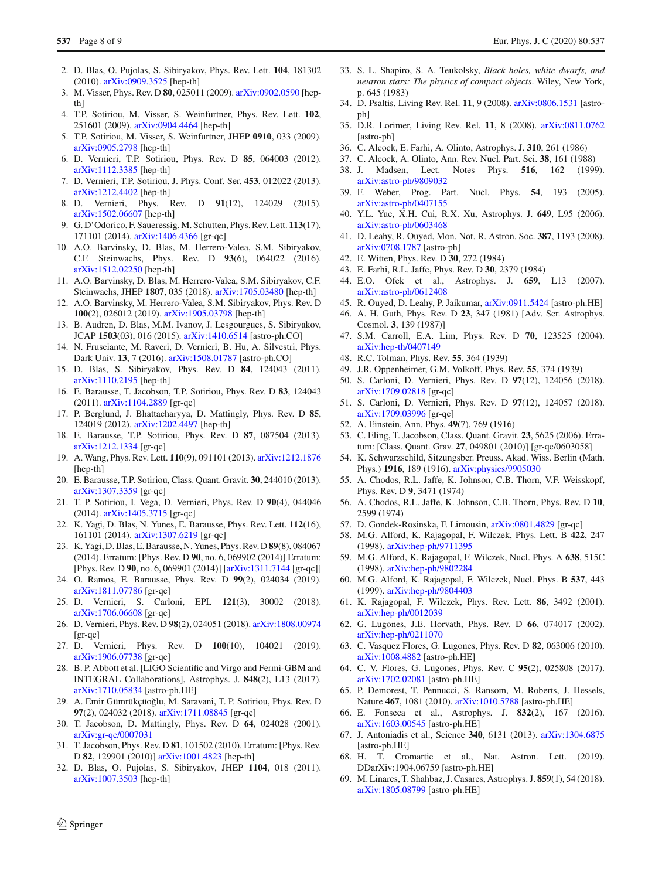2. D. Blas, O. Pujolas, S. Sibiryakov, Phys. Rev. Lett. **104**, 181302 (2010). arXiv:0909.3525 [hep-th]
3. M. Visser, Phys. Rev. D **80**, 025011 (2009). arXiv:0902.0590 [hep-th]
4. T.P. Sotiriou, M. Visser, S. Weinfurtner, Phys. Rev. Lett. **102**, 251601 (2009). arXiv:0904.4464 [hep-th]
5. T.P. Sotiriou, M. Visser, S. Weinfurtner, JHEP **0910**, 033 (2009). arXiv:0905.2798 [hep-th]
6. D. Vernieri, T.P. Sotiriou, Phys. Rev. D **85**, 064003 (2012). arXiv:1112.3385 [hep-th]
7. D. Vernieri, T.P. Sotiriou, J. Phys. Conf. Ser. **453**, 012022 (2013). arXiv:1212.4402 [hep-th]
8. D. Vernieri, Phys. Rev. D **91**(12), 124029 (2015). arXiv:1502.06607 [hep-th]
9. G. D'Odorico, F. Saueressig, M. Schutten, Phys. Rev. Lett. **113**(17), 171101 (2014). arXiv:1406.4366 [gr-qc]
10. A.O. Barvinsky, D. Blas, M. Herrero-Valea, S.M. Sibiryakov, C.F. Steinwachs, Phys. Rev. D **93**(6), 064022 (2016). arXiv:1512.02250 [hep-th]
11. A.O. Barvinsky, D. Blas, M. Herrero-Valea, S.M. Sibiryakov, C.F. Steinwachs, JHEP **1807**, 035 (2018). arXiv:1705.03480 [hep-th]
12. A.O. Barvinsky, M. Herrero-Valea, S.M. Sibiryakov, Phys. Rev. D **100**(2), 026012 (2019). arXiv:1905.03798 [hep-th]
13. B. Audren, D. Blas, M.M. Ivanov, J. Lesgourgues, S. Sibiryakov, JCAP **1503**(03), 016 (2015). arXiv:1410.6514 [astro-ph.CO]
14. N. Frusciante, M. Raveri, D. Vernieri, B. Hu, A. Silvestri, Phys. Dark Univ. **13**, 7 (2016). arXiv:1508.01787 [astro-ph.CO]
15. D. Blas, S. Sibiryakov, Phys. Rev. D **84**, 124043 (2011). arXiv:1110.2195 [hep-th]
16. E. Barausse, T. Jacobson, T.P. Sotiriou, Phys. Rev. D **83**, 124043 (2011). arXiv:1104.2889 [gr-qc]
17. P. Berglund, J. Bhattacharyya, D. Mattingly, Phys. Rev. D **85**, 124019 (2012). arXiv:1202.4497 [hep-th]
18. E. Barausse, T.P. Sotiriou, Phys. Rev. D **87**, 087504 (2013). arXiv:1212.1334 [gr-qc]
19. A. Wang, Phys. Rev. Lett. **110**(9), 091101 (2013). arXiv:1212.1876 [hep-th]
20. E. Barausse, T.P. Sotiriou, Class. Quant. Gravit. **30**, 244010 (2013). arXiv:1307.3359 [gr-qc]
21. T. P. Sotiriou, I. Vega, D. Vernieri, Phys. Rev. D **90**(4), 044046 (2014). arXiv:1405.3715 [gr-qc]
22. K. Yagi, D. Blas, N. Yunes, E. Barausse, Phys. Rev. Lett. **112**(16), 161101 (2014). arXiv:1307.6219 [gr-qc]
23. K. Yagi, D. Blas, E. Barausse, N. Yunes, Phys. Rev. D **89**(8), 084067 (2014). Erratum: [Phys. Rev. D **90**, no. 6, 069902 (2014)] Erratum: [Phys. Rev. D **90**, no. 6, 069901 (2014)] [arXiv:1311.7144 [gr-qc]]
24. O. Ramos, E. Barausse, Phys. Rev. D **99**(2), 024034 (2019). arXiv:1811.07786 [gr-qc]
25. D. Vernieri, S. Carloni, EPL **121**(3), 30002 (2018). arXiv:1706.06608 [gr-qc]
26. D. Vernieri, Phys. Rev. D **98**(2), 024051 (2018). arXiv:1808.00974 [gr-qc]
27. D. Vernieri, Phys. Rev. D **100**(10), 104021 (2019). arXiv:1906.07738 [gr-qc]
28. B. P. Abbott et al. [LIGO Scientific and Virgo and Fermi-GBM and INTEGRAL Collaborations], Astrophys. J. **848**(2), L13 (2017). arXiv:1710.05834 [astro-ph.HE]
29. A. Emir Gümrükçüoğlu, M. Saravani, T. P. Sotiriou, Phys. Rev. D **97**(2), 024032 (2018). arXiv:1711.08845 [gr-qc]
30. T. Jacobson, D. Mattingly, Phys. Rev. D **64**, 024028 (2001). arXiv:gr-qc/0007031
31. T. Jacobson, Phys. Rev. D **81**, 101502 (2010). Erratum: [Phys. Rev. D **82**, 129901 (2010)] arXiv:1001.4823 [hep-th]
32. D. Blas, O. Pujolas, S. Sibiryakov, JHEP **1104**, 018 (2011). arXiv:1007.3503 [hep-th]
33. S. L. Shapiro, S. A. Teukolsky, *Black holes, white dwarfs, and neutron stars: The physics of compact objects*. Wiley, New York, p. 645 (1983)
34. D. Psaltis, Living Rev. Rel. **11**, 9 (2008). arXiv:0806.1531 [astro-ph]
35. D.R. Lorimer, Living Rev. Rel. **11**, 8 (2008). arXiv:0811.0762 [astro-ph]
36. C. Alcock, E. Farhi, A. Olinto, Astrophys. J. **310**, 261 (1986)
37. C. Alcock, A. Olinto, Ann. Rev. Nucl. Part. Sci. **38**, 161 (1988)
38. J. Madsen, Lect. Notes Phys. **516**, 162 (1999). arXiv:astro-ph/9809032
39. F. Weber, Prog. Part. Nucl. Phys. **54**, 193 (2005). arXiv:astro-ph/0407155
40. Y.L. Yue, X.H. Cui, R.X. Xu, Astrophys. J. **649**, L95 (2006). arXiv:astro-ph/0603468
41. D. Leahy, R. Ouyed, Mon. Not. R. Astron. Soc. **387**, 1193 (2008). arXiv:0708.1787 [astro-ph]
42. E. Witten, Phys. Rev. D **30**, 272 (1984)
43. E. Farhi, R.L. Jaffe, Phys. Rev. D **30**, 2379 (1984)
44. E.O. Ofek et al., Astrophys. J. **659**, L13 (2007). arXiv:astro-ph/0612408
45. R. Ouyed, D. Leahy, P. Jaikumar, arXiv:0911.5424 [astro-ph.HE]
46. A. H. Guth, Phys. Rev. D **23**, 347 (1981) [Adv. Ser. Astrophys. Cosmol. **3**, 139 (1987)]
47. S.M. Carroll, E.A. Lim, Phys. Rev. D **70**, 123525 (2004). arXiv:hep-th/0407149
48. R.C. Tolman, Phys. Rev. **55**, 364 (1939)
49. J.R. Oppenheimer, G.M. Volkoff, Phys. Rev. **55**, 374 (1939)
50. S. Carloni, D. Vernieri, Phys. Rev. D **97**(12), 124056 (2018). arXiv:1709.02818 [gr-qc]
51. S. Carloni, D. Vernieri, Phys. Rev. D **97**(12), 124057 (2018). arXiv:1709.03996 [gr-qc]
52. A. Einstein, Ann. Phys. **49**(7), 769 (1916)
53. C. Eling, T. Jacobson, Class. Quant. Gravit. **23**, 5625 (2006). Erratum: [Class. Quant. Grav. **27**, 049801 (2010)] [gr-qc/0603058]
54. K. Schwarzschild, Sitzungsber. Preuss. Akad. Wiss. Berlin (Math. Phys.) **1916**, 189 (1916). arXiv:physics/9905030
55. A. Chodos, R.L. Jaffe, K. Johnson, C.B. Thorn, V.F. Weisskopf, Phys. Rev. D **9**, 3471 (1974)
56. A. Chodos, R.L. Jaffe, K. Johnson, C.B. Thorn, Phys. Rev. D **10**, 2599 (1974)
57. D. Gondek-Rosinska, F. Limousin, arXiv:0801.4829 [gr-qc]
58. M.G. Alford, K. Rajagopal, F. Wilczek, Phys. Lett. B **422**, 247 (1998). arXiv:hep-ph/9711395
59. M.G. Alford, K. Rajagopal, F. Wilczek, Nucl. Phys. A **638**, 515C (1998). arXiv:hep-ph/9802284
60. M.G. Alford, K. Rajagopal, F. Wilczek, Nucl. Phys. B **537**, 443 (1999). arXiv:hep-ph/9804403
61. K. Rajagopal, F. Wilczek, Phys. Rev. Lett. **86**, 3492 (2001). arXiv:hep-ph/0012039
62. G. Lugones, J.E. Horvath, Phys. Rev. D **66**, 074017 (2002). arXiv:hep-ph/0211070
63. C. Vasquez Flores, G. Lugones, Phys. Rev. D **82**, 063006 (2010). arXiv:1008.4882 [astro-ph.HE]
64. C. V. Flores, G. Lugones, Phys. Rev. C **95**(2), 025808 (2017). arXiv:1702.02081 [astro-ph.HE]
65. P. Demorest, T. Pennucci, S. Ransom, M. Roberts, J. Hessels, Nature **467**, 1081 (2010). arXiv:1010.5788 [astro-ph.HE]
66. E. Fonseca et al., Astrophys. J. **832**(2), 167 (2016). arXiv:1603.00545 [astro-ph.HE]
67. J. Antoniadis et al., Science **340**, 6131 (2013). arXiv:1304.6875 [astro-ph.HE]
68. H. T. Cromartie et al., Nat. Astron. Lett. (2019). DDarXiv:1904.06759 [astro-ph.HE]
69. M. Linares, T. Shahbaz, J. Casares, Astrophys. J. **859**(1), 54 (2018). arXiv:1805.08799 [astro-ph.HE]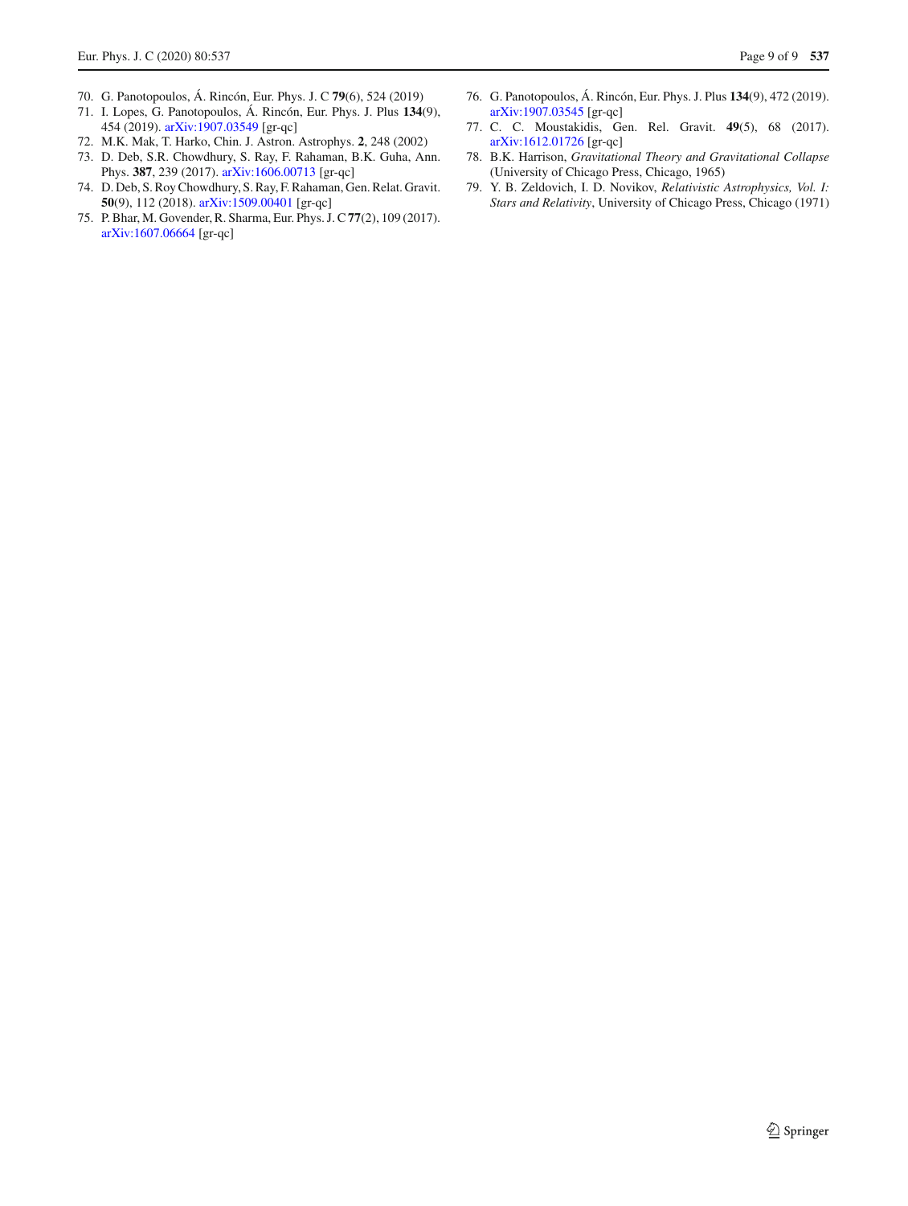70. G. Panotopoulos, Á. Rincón, Eur. Phys. J. C **79**(6), 524 (2019)
71. I. Lopes, G. Panotopoulos, Á. Rincón, Eur. Phys. J. Plus **134**(9), 454 (2019). arXiv:1907.03549 [gr-qc]
72. M.K. Mak, T. Harko, Chin. J. Astron. Astrophys. **2**, 248 (2002)
73. D. Deb, S.R. Chowdhury, S. Ray, F. Rahaman, B.K. Guha, Ann. Phys. **387**, 239 (2017). arXiv:1606.00713 [gr-qc]
74. D. Deb, S. Roy Chowdhury, S. Ray, F. Rahaman, Gen. Relat. Gravit. **50**(9), 112 (2018). arXiv:1509.00401 [gr-qc]
75. P. Bhar, M. Govender, R. Sharma, Eur. Phys. J. C **77**(2), 109 (2017). arXiv:1607.06664 [gr-qc]
76. G. Panotopoulos, Á. Rincón, Eur. Phys. J. Plus **134**(9), 472 (2019). arXiv:1907.03545 [gr-qc]
77. C. C. Moustakidis, Gen. Rel. Gravit. **49**(5), 68 (2017). arXiv:1612.01726 [gr-qc]
78. B.K. Harrison, *Gravitational Theory and Gravitational Collapse* (University of Chicago Press, Chicago, 1965)
79. Y. B. Zeldovich, I. D. Novikov, *Relativistic Astrophysics, Vol. I: Stars and Relativity*, University of Chicago Press, Chicago (1971)